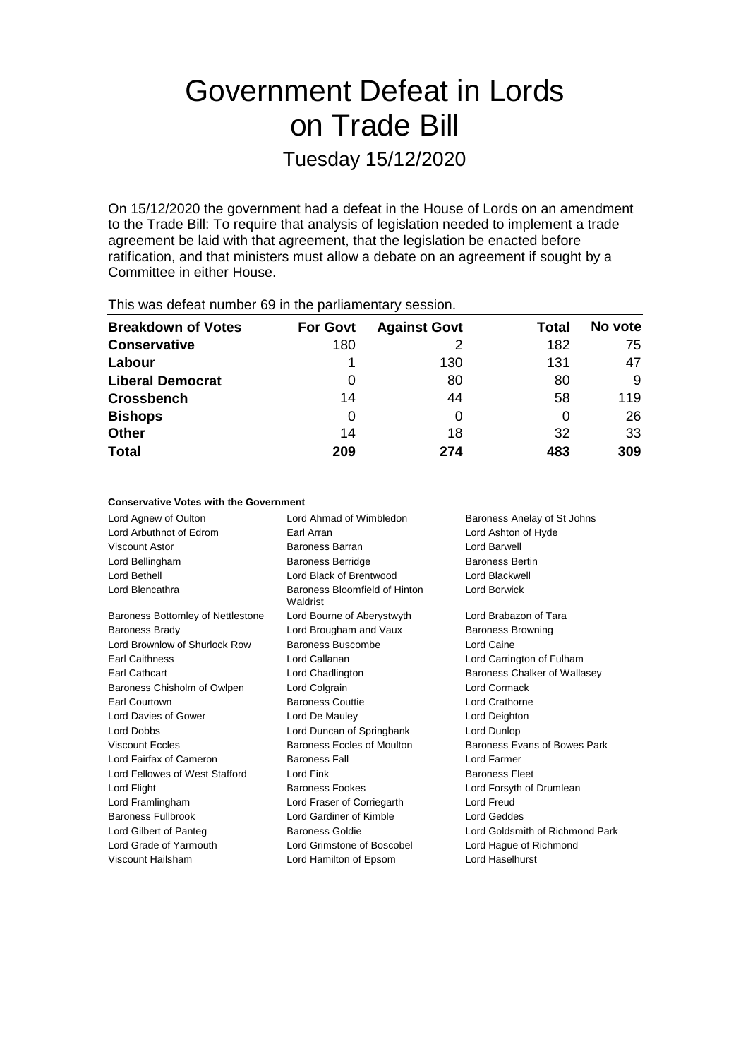# Government Defeat in Lords on Trade Bill

## Tuesday 15/12/2020

On 15/12/2020 the government had a defeat in the House of Lords on an amendment to the Trade Bill: To require that analysis of legislation needed to implement a trade agreement be laid with that agreement, that the legislation be enacted before ratification, and that ministers must allow a debate on an agreement if sought by a Committee in either House.

This was defeat number 69 in the parliamentary session.

| Breakdown of Votes | For Govt | Against Govt | Total | No vote |
|---|---|---|---|---|
| **Conservative** | 180 | 2 | 182 | 75 |
| **Labour** | 1 | 130 | 131 | 47 |
| **Liberal Democrat** | 0 | 80 | 80 | 9 |
| **Crossbench** | 14 | 44 | 58 | 119 |
| **Bishops** | 0 | 0 | 0 | 26 |
| **Other** | 14 | 18 | 32 | 33 |
| **Total** | **209** | **274** | **483** | **309** |

#### Conservative Votes with the Government

| | | |
|---|---|---|
| Lord Agnew of Oulton | Lord Ahmad of Wimbledon | Baroness Anelay of St Johns |
| Lord Arbuthnot of Edrom | Earl Arran | Lord Ashton of Hyde |
| Viscount Astor | Baroness Barran | Lord Barwell |
| Lord Bellingham | Baroness Berridge | Baroness Bertin |
| Lord Bethell | Lord Black of Brentwood | Lord Blackwell |
| Lord Blencathra | Baroness Bloomfield of Hinton Waldrist | Lord Borwick |
| Baroness Bottomley of Nettlestone | Lord Bourne of Aberystwyth | Lord Brabazon of Tara |
| Baroness Brady | Lord Brougham and Vaux | Baroness Browning |
| Lord Brownlow of Shurlock Row | Baroness Buscombe | Lord Caine |
| Earl Caithness | Lord Callanan | Lord Carrington of Fulham |
| Earl Cathcart | Lord Chadlington | Baroness Chalker of Wallasey |
| Baroness Chisholm of Owlpen | Lord Colgrain | Lord Cormack |
| Earl Courtown | Baroness Couttie | Lord Crathorne |
| Lord Davies of Gower | Lord De Mauley | Lord Deighton |
| Lord Dobbs | Lord Duncan of Springbank | Lord Dunlop |
| Viscount Eccles | Baroness Eccles of Moulton | Baroness Evans of Bowes Park |
| Lord Fairfax of Cameron | Baroness Fall | Lord Farmer |
| Lord Fellowes of West Stafford | Lord Fink | Baroness Fleet |
| Lord Flight | Baroness Fookes | Lord Forsyth of Drumlean |
| Lord Framlingham | Lord Fraser of Corriegarth | Lord Freud |
| Baroness Fullbrook | Lord Gardiner of Kimble | Lord Geddes |
| Lord Gilbert of Panteg | Baroness Goldie | Lord Goldsmith of Richmond Park |
| Lord Grade of Yarmouth | Lord Grimstone of Boscobel | Lord Hague of Richmond |
| Viscount Hailsham | Lord Hamilton of Epsom | Lord Haselhurst |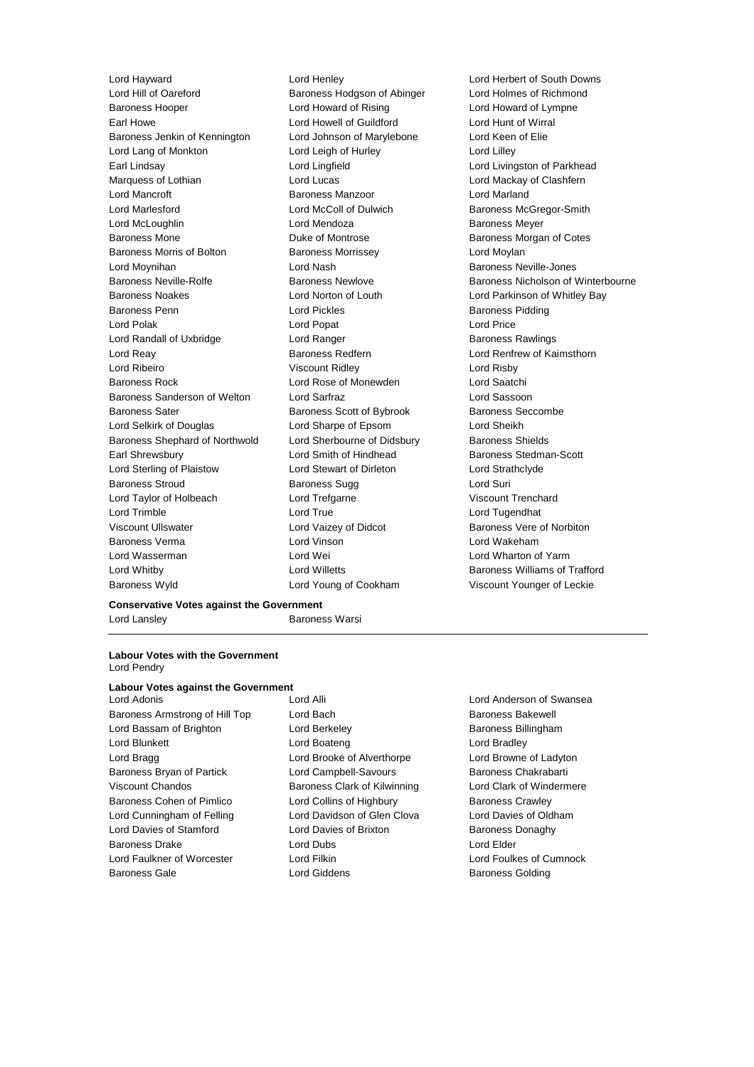Lord Hayward
Lord Henley
Lord Herbert of South Downs
Lord Hill of Oareford
Baroness Hodgson of Abinger
Lord Holmes of Richmond
Baroness Hooper
Lord Howard of Rising
Lord Howard of Lympne
Earl Howe
Lord Howell of Guildford
Lord Hunt of Wirral
Baroness Jenkin of Kennington
Lord Johnson of Marylebone
Lord Keen of Elie
Lord Lang of Monkton
Lord Leigh of Hurley
Lord Lilley
Earl Lindsay
Lord Lingfield
Lord Livingston of Parkhead
Marquess of Lothian
Lord Lucas
Lord Mackay of Clashfern
Lord Mancroft
Baroness Manzoor
Lord Marland
Lord Marlesford
Lord McColl of Dulwich
Baroness McGregor-Smith
Lord McLoughlin
Lord Mendoza
Baroness Meyer
Baroness Mone
Duke of Montrose
Baroness Morgan of Cotes
Baroness Morris of Bolton
Baroness Morrissey
Lord Moylan
Lord Moynihan
Lord Nash
Baroness Neville-Jones
Baroness Neville-Rolfe
Baroness Newlove
Baroness Nicholson of Winterbourne
Baroness Noakes
Lord Norton of Louth
Lord Parkinson of Whitley Bay
Baroness Penn
Lord Pickles
Baroness Pidding
Lord Polak
Lord Popat
Lord Price
Lord Randall of Uxbridge
Lord Ranger
Baroness Rawlings
Lord Reay
Baroness Redfern
Lord Renfrew of Kaimsthorn
Lord Ribeiro
Viscount Ridley
Lord Risby
Baroness Rock
Lord Rose of Monewden
Lord Saatchi
Baroness Sanderson of Welton
Lord Sarfraz
Lord Sassoon
Baroness Sater
Baroness Scott of Bybrook
Baroness Seccombe
Lord Selkirk of Douglas
Lord Sharpe of Epsom
Lord Sheikh
Baroness Shephard of Northwold
Lord Sherbourne of Didsbury
Baroness Shields
Earl Shrewsbury
Lord Smith of Hindhead
Baroness Stedman-Scott
Lord Sterling of Plaistow
Lord Stewart of Dirleton
Lord Strathclyde
Baroness Stroud
Baroness Sugg
Lord Suri
Lord Taylor of Holbeach
Lord Trefgarne
Viscount Trenchard
Lord Trimble
Lord True
Lord Tugendhat
Viscount Ullswater
Lord Vaizey of Didcot
Baroness Vere of Norbiton
Baroness Verma
Lord Vinson
Lord Wakeham
Lord Wasserman
Lord Wei
Lord Wharton of Yarm
Lord Whitby
Lord Willetts
Baroness Williams of Trafford
Baroness Wyld
Lord Young of Cookham
Viscount Younger of Leckie

**Conservative Votes against the Government**

Lord Lansley
Baroness Warsi

---

**Labour Votes with the Government**

Lord Pendry

**Labour Votes against the Government**

Lord Adonis
Lord Alli
Lord Anderson of Swansea
Baroness Armstrong of Hill Top
Lord Bach
Baroness Bakewell
Lord Bassam of Brighton
Lord Berkeley
Baroness Billingham
Lord Blunkett
Lord Boateng
Lord Bradley
Lord Bragg
Lord Brooke of Alverthorpe
Lord Browne of Ladyton
Baroness Bryan of Partick
Lord Campbell-Savours
Baroness Chakrabarti
Viscount Chandos
Baroness Clark of Kilwinning
Lord Clark of Windermere
Baroness Cohen of Pimlico
Lord Collins of Highbury
Baroness Crawley
Lord Cunningham of Felling
Lord Davidson of Glen Clova
Lord Davies of Oldham
Lord Davies of Stamford
Lord Davies of Brixton
Baroness Donaghy
Baroness Drake
Lord Dubs
Lord Elder
Lord Faulkner of Worcester
Lord Filkin
Lord Foulkes of Cumnock
Baroness Gale
Lord Giddens
Baroness Golding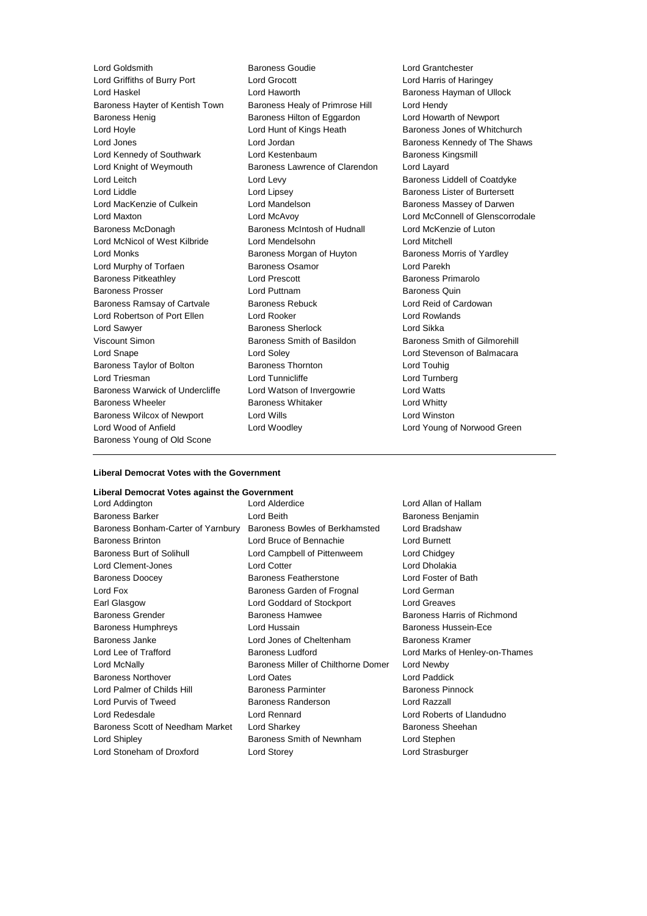Lord Goldsmith
Baroness Goudie
Lord Grantchester
Lord Griffiths of Burry Port
Lord Grocott
Lord Harris of Haringey
Lord Haskel
Lord Haworth
Baroness Hayman of Ullock
Baroness Hayter of Kentish Town
Baroness Healy of Primrose Hill
Lord Hendy
Baroness Henig
Baroness Hilton of Eggardon
Lord Howarth of Newport
Lord Hoyle
Lord Hunt of Kings Heath
Baroness Jones of Whitchurch
Lord Jones
Lord Jordan
Baroness Kennedy of The Shaws
Lord Kennedy of Southwark
Lord Kestenbaum
Baroness Kingsmill
Lord Knight of Weymouth
Baroness Lawrence of Clarendon
Lord Layard
Lord Leitch
Lord Levy
Baroness Liddell of Coatdyke
Lord Liddle
Lord Lipsey
Baroness Lister of Burtersett
Lord MacKenzie of Culkein
Lord Mandelson
Baroness Massey of Darwen
Lord Maxton
Lord McAvoy
Lord McConnell of Glenscorrodale
Baroness McDonagh
Baroness McIntosh of Hudnall
Lord McKenzie of Luton
Lord McNicol of West Kilbride
Lord Mendelsohn
Lord Mitchell
Lord Monks
Baroness Morgan of Huyton
Baroness Morris of Yardley
Lord Murphy of Torfaen
Baroness Osamor
Lord Parekh
Baroness Pitkeathley
Lord Prescott
Baroness Primarolo
Baroness Prosser
Lord Puttnam
Baroness Quin
Baroness Ramsay of Cartvale
Baroness Rebuck
Lord Reid of Cardowan
Lord Robertson of Port Ellen
Lord Rooker
Lord Rowlands
Lord Sawyer
Baroness Sherlock
Lord Sikka
Viscount Simon
Baroness Smith of Basildon
Baroness Smith of Gilmorehill
Lord Snape
Lord Soley
Lord Stevenson of Balmacara
Baroness Taylor of Bolton
Baroness Thornton
Lord Touhig
Lord Triesman
Lord Tunnicliffe
Lord Turnberg
Baroness Warwick of Undercliffe
Lord Watson of Invergowrie
Lord Watts
Baroness Wheeler
Baroness Whitaker
Lord Whitty
Baroness Wilcox of Newport
Lord Wills
Lord Winston
Lord Wood of Anfield
Lord Woodley
Lord Young of Norwood Green
Baroness Young of Old Scone

---

**Liberal Democrat Votes with the Government**

**Liberal Democrat Votes against the Government**

Lord Addington
Lord Alderdice
Lord Allan of Hallam
Baroness Barker
Lord Beith
Baroness Benjamin
Baroness Bonham-Carter of Yarnbury
Baroness Bowles of Berkhamsted
Lord Bradshaw
Baroness Brinton
Lord Bruce of Bennachie
Lord Burnett
Baroness Burt of Solihull
Lord Campbell of Pittenweem
Lord Chidgey
Lord Clement-Jones
Lord Cotter
Lord Dholakia
Baroness Doocey
Baroness Featherstone
Lord Foster of Bath
Lord Fox
Baroness Garden of Frognal
Lord German
Earl Glasgow
Lord Goddard of Stockport
Lord Greaves
Baroness Grender
Baroness Hamwee
Baroness Harris of Richmond
Baroness Humphreys
Lord Hussain
Baroness Hussein-Ece
Baroness Janke
Lord Jones of Cheltenham
Baroness Kramer
Lord Lee of Trafford
Baroness Ludford
Lord Marks of Henley-on-Thames
Lord McNally
Baroness Miller of Chilthorne Domer
Lord Newby
Baroness Northover
Lord Oates
Lord Paddick
Lord Palmer of Childs Hill
Baroness Parminter
Baroness Pinnock
Lord Purvis of Tweed
Baroness Randerson
Lord Razzall
Lord Redesdale
Lord Rennard
Lord Roberts of Llandudno
Baroness Scott of Needham Market
Lord Sharkey
Baroness Sheehan
Lord Shipley
Baroness Smith of Newnham
Lord Stephen
Lord Stoneham of Droxford
Lord Storey
Lord Strasburger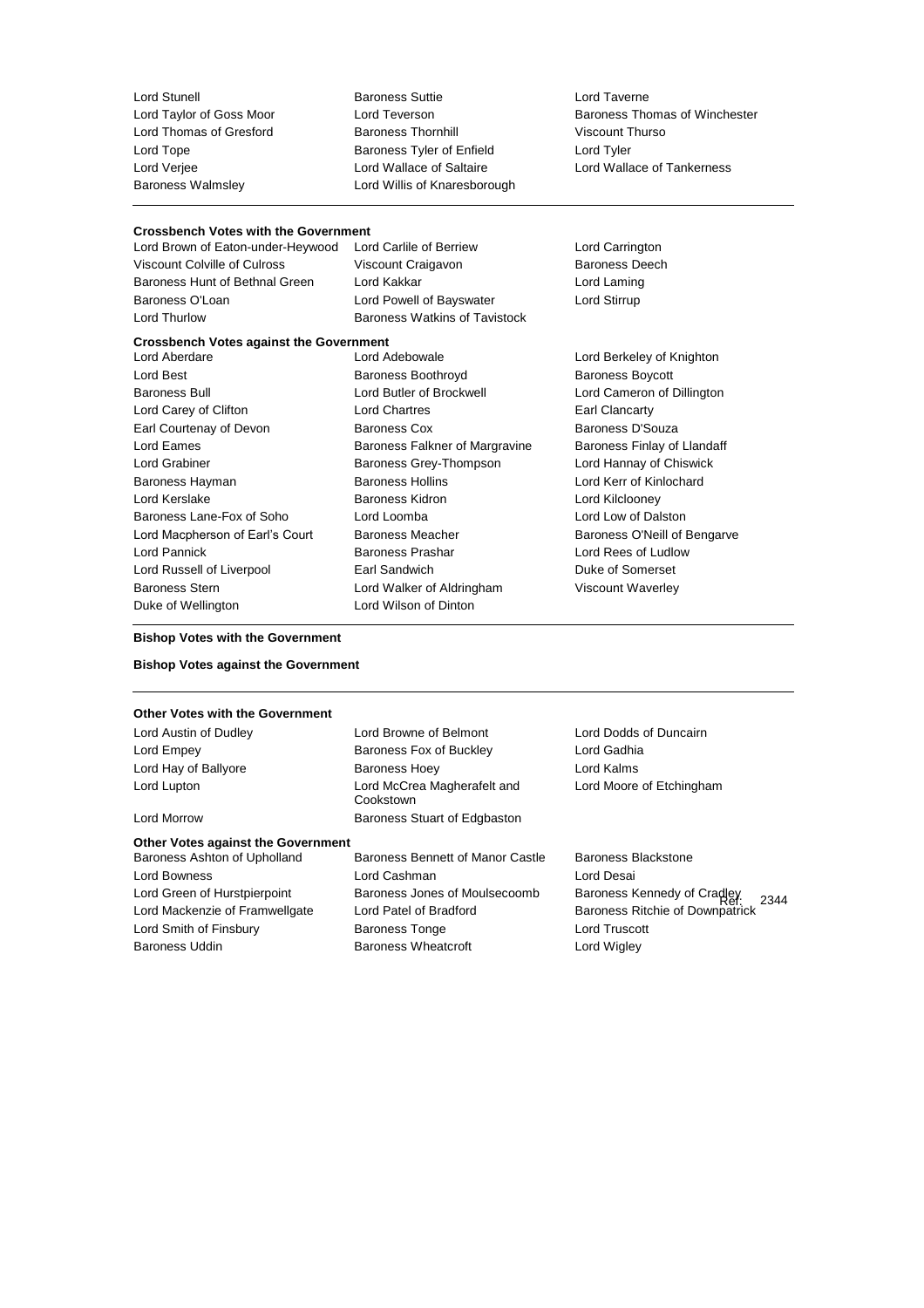| | | |
|---|---|---|
| Lord Stunell | Baroness Suttie | Lord Taverne |
| Lord Taylor of Goss Moor | Lord Teverson | Baroness Thomas of Winchester |
| Lord Thomas of Gresford | Baroness Thornhill | Viscount Thurso |
| Lord Tope | Baroness Tyler of Enfield | Lord Tyler |
| Lord Verjee | Lord Wallace of Saltaire | Lord Wallace of Tankerness |
| Baroness Walmsley | Lord Willis of Knaresborough | |

**Crossbench Votes with the Government**

| | | |
|---|---|---|
| Lord Brown of Eaton-under-Heywood | Lord Carlile of Berriew | Lord Carrington |
| Viscount Colville of Culross | Viscount Craigavon | Baroness Deech |
| Baroness Hunt of Bethnal Green | Lord Kakkar | Lord Laming |
| Baroness O'Loan | Lord Powell of Bayswater | Lord Stirrup |
| Lord Thurlow | Baroness Watkins of Tavistock | |

**Crossbench Votes against the Government**

| | | |
|---|---|---|
| Lord Aberdare | Lord Adebowale | Lord Berkeley of Knighton |
| Lord Best | Baroness Boothroyd | Baroness Boycott |
| Baroness Bull | Lord Butler of Brockwell | Lord Cameron of Dillington |
| Lord Carey of Clifton | Lord Chartres | Earl Clancarty |
| Earl Courtenay of Devon | Baroness Cox | Baroness D'Souza |
| Lord Eames | Baroness Falkner of Margravine | Baroness Finlay of Llandaff |
| Lord Grabiner | Baroness Grey-Thompson | Lord Hannay of Chiswick |
| Baroness Hayman | Baroness Hollins | Lord Kerr of Kinlochard |
| Lord Kerslake | Baroness Kidron | Lord Kilclooney |
| Baroness Lane-Fox of Soho | Lord Loomba | Lord Low of Dalston |
| Lord Macpherson of Earl's Court | Baroness Meacher | Baroness O'Neill of Bengarve |
| Lord Pannick | Baroness Prashar | Lord Rees of Ludlow |
| Lord Russell of Liverpool | Earl Sandwich | Duke of Somerset |
| Baroness Stern | Lord Walker of Aldringham | Viscount Waverley |
| Duke of Wellington | Lord Wilson of Dinton | |

**Bishop Votes with the Government**

**Bishop Votes against the Government**

**Other Votes with the Government**

| | | |
|---|---|---|
| Lord Austin of Dudley | Lord Browne of Belmont | Lord Dodds of Duncairn |
| Lord Empey | Baroness Fox of Buckley | Lord Gadhia |
| Lord Hay of Ballyore | Baroness Hoey | Lord Kalms |
| Lord Lupton | Lord McCrea Magherafelt and Cookstown | Lord Moore of Etchingham |
| Lord Morrow | Baroness Stuart of Edgbaston | |

**Other Votes against the Government**

| | | |
|---|---|---|
| Baroness Ashton of Upholland | Baroness Bennett of Manor Castle | Baroness Blackstone |
| Lord Bowness | Lord Cashman | Lord Desai |
| Lord Green of Hurstpierpoint | Baroness Jones of Moulsecoomb | Baroness Kennedy of Cradley |
| Lord Mackenzie of Framwellgate | Lord Patel of Bradford | Baroness Ritchie of Downpatrick |
| Lord Smith of Finsbury | Baroness Tonge | Lord Truscott |
| Baroness Uddin | Baroness Wheatcroft | Lord Wigley |

Ref: 2344